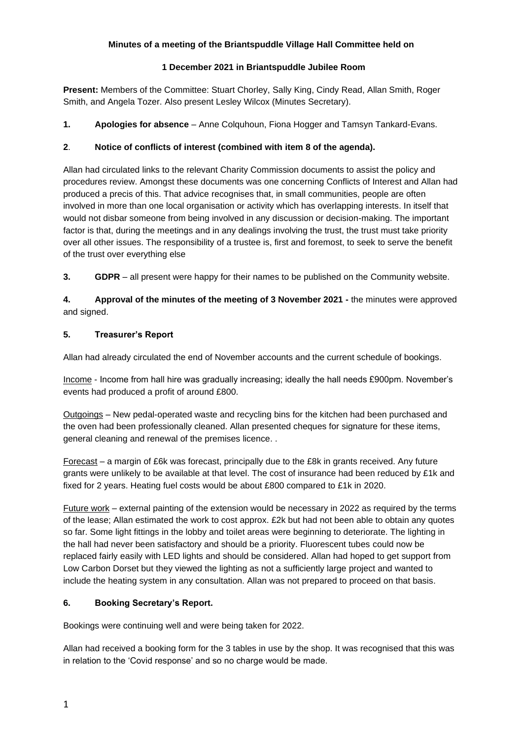**Minutes of a meeting of the Briantspuddle Village Hall Committee held on**

**1 December 2021 in Briantspuddle Jubilee Room**

**Present:** Members of the Committee: Stuart Chorley, Sally King, Cindy Read, Allan Smith, Roger Smith, and Angela Tozer. Also present Lesley Wilcox (Minutes Secretary).

**1. Apologies for absence** – Anne Colquhoun, Fiona Hogger and Tamsyn Tankard-Evans.

**2**. **Notice of conflicts of interest (combined with item 8 of the agenda).**

Allan had circulated links to the relevant Charity Commission documents to assist the policy and procedures review. Amongst these documents was one concerning Conflicts of Interest and Allan had produced a precis of this. That advice recognises that, in small communities, people are often involved in more than one local organisation or activity which has overlapping interests. In itself that would not disbar someone from being involved in any discussion or decision-making. The important factor is that, during the meetings and in any dealings involving the trust, the trust must take priority over all other issues. The responsibility of a trustee is, first and foremost, to seek to serve the benefit of the trust over everything else

**3. GDPR** – all present were happy for their names to be published on the Community website.

**4. Approval of the minutes of the meeting of 3 November 2021 -** the minutes were approved and signed.

**5. Treasurer's Report**

Allan had already circulated the end of November accounts and the current schedule of bookings.

Income - Income from hall hire was gradually increasing; ideally the hall needs £900pm. November's events had produced a profit of around £800.

Outgoings – New pedal-operated waste and recycling bins for the kitchen had been purchased and the oven had been professionally cleaned. Allan presented cheques for signature for these items, general cleaning and renewal of the premises licence. .

Forecast – a margin of £6k was forecast, principally due to the £8k in grants received. Any future grants were unlikely to be available at that level. The cost of insurance had been reduced by £1k and fixed for 2 years. Heating fuel costs would be about £800 compared to £1k in 2020.

Future work – external painting of the extension would be necessary in 2022 as required by the terms of the lease; Allan estimated the work to cost approx. £2k but had not been able to obtain any quotes so far. Some light fittings in the lobby and toilet areas were beginning to deteriorate. The lighting in the hall had never been satisfactory and should be a priority. Fluorescent tubes could now be replaced fairly easily with LED lights and should be considered. Allan had hoped to get support from Low Carbon Dorset but they viewed the lighting as not a sufficiently large project and wanted to include the heating system in any consultation. Allan was not prepared to proceed on that basis.

**6. Booking Secretary's Report.**

Bookings were continuing well and were being taken for 2022.

Allan had received a booking form for the 3 tables in use by the shop. It was recognised that this was in relation to the 'Covid response' and so no charge would be made.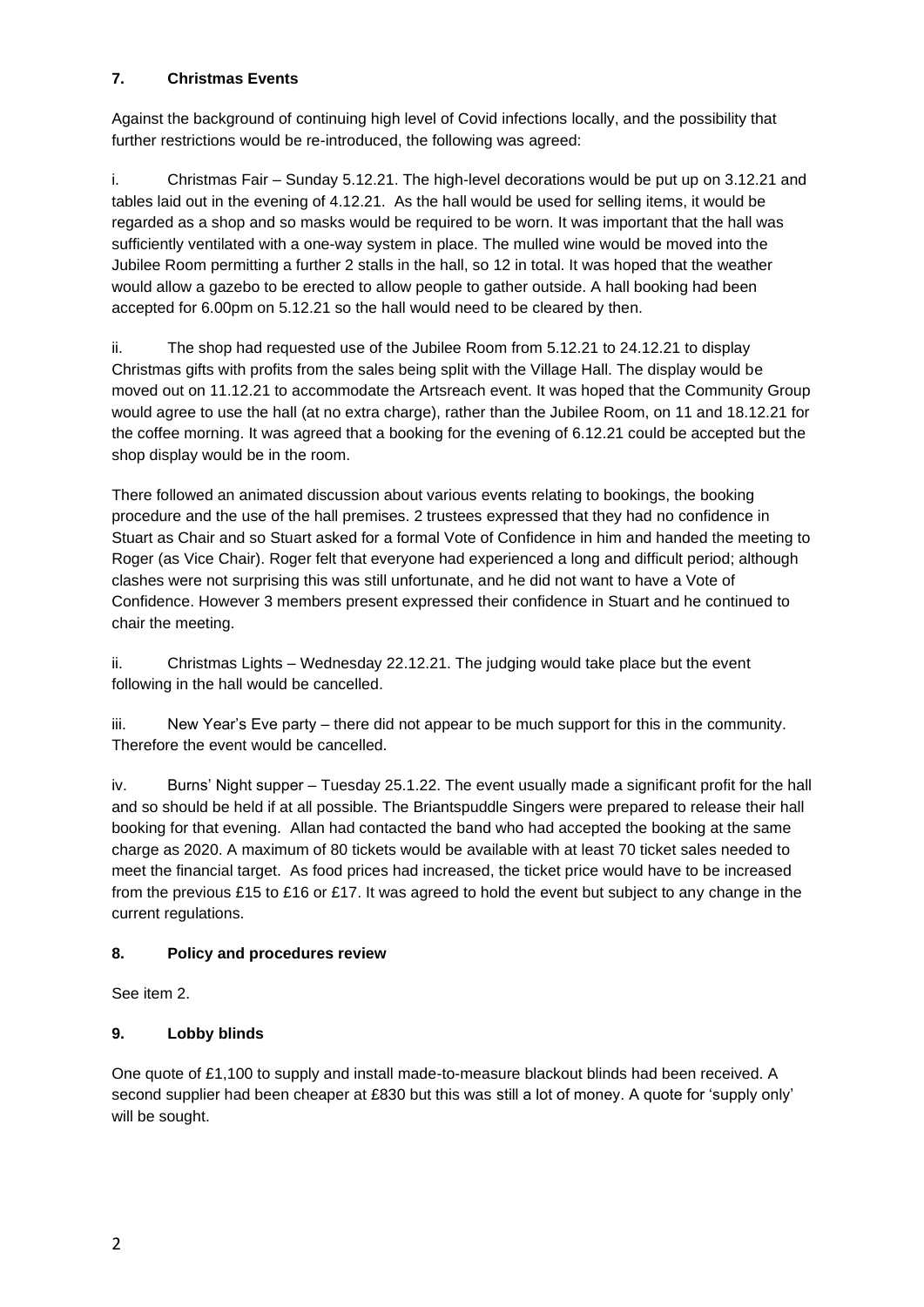### 7. Christmas Events

Against the background of continuing high level of Covid infections locally, and the possibility that further restrictions would be re-introduced, the following was agreed:

i. Christmas Fair – Sunday 5.12.21. The high-level decorations would be put up on 3.12.21 and tables laid out in the evening of 4.12.21. As the hall would be used for selling items, it would be regarded as a shop and so masks would be required to be worn. It was important that the hall was sufficiently ventilated with a one-way system in place. The mulled wine would be moved into the Jubilee Room permitting a further 2 stalls in the hall, so 12 in total. It was hoped that the weather would allow a gazebo to be erected to allow people to gather outside. A hall booking had been accepted for 6.00pm on 5.12.21 so the hall would need to be cleared by then.

ii. The shop had requested use of the Jubilee Room from 5.12.21 to 24.12.21 to display Christmas gifts with profits from the sales being split with the Village Hall. The display would be moved out on 11.12.21 to accommodate the Artsreach event. It was hoped that the Community Group would agree to use the hall (at no extra charge), rather than the Jubilee Room, on 11 and 18.12.21 for the coffee morning. It was agreed that a booking for the evening of 6.12.21 could be accepted but the shop display would be in the room.

There followed an animated discussion about various events relating to bookings, the booking procedure and the use of the hall premises. 2 trustees expressed that they had no confidence in Stuart as Chair and so Stuart asked for a formal Vote of Confidence in him and handed the meeting to Roger (as Vice Chair). Roger felt that everyone had experienced a long and difficult period; although clashes were not surprising this was still unfortunate, and he did not want to have a Vote of Confidence. However 3 members present expressed their confidence in Stuart and he continued to chair the meeting.

ii. Christmas Lights – Wednesday 22.12.21. The judging would take place but the event following in the hall would be cancelled.

iii. New Year's Eve party – there did not appear to be much support for this in the community. Therefore the event would be cancelled.

iv. Burns' Night supper – Tuesday 25.1.22. The event usually made a significant profit for the hall and so should be held if at all possible. The Briantspuddle Singers were prepared to release their hall booking for that evening. Allan had contacted the band who had accepted the booking at the same charge as 2020. A maximum of 80 tickets would be available with at least 70 ticket sales needed to meet the financial target. As food prices had increased, the ticket price would have to be increased from the previous £15 to £16 or £17. It was agreed to hold the event but subject to any change in the current regulations.

### 8. Policy and procedures review

See item 2.

### 9. Lobby blinds

One quote of £1,100 to supply and install made-to-measure blackout blinds had been received. A second supplier had been cheaper at £830 but this was still a lot of money. A quote for 'supply only' will be sought.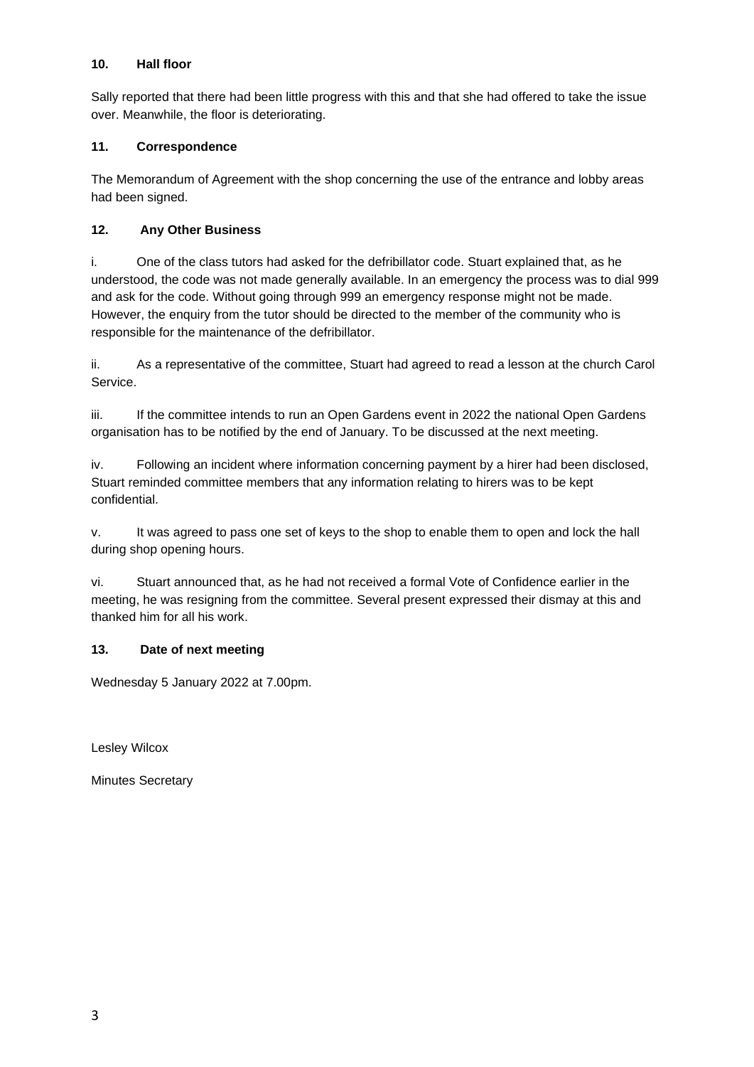**10. Hall floor**

Sally reported that there had been little progress with this and that she had offered to take the issue over. Meanwhile, the floor is deteriorating.

**11. Correspondence**

The Memorandum of Agreement with the shop concerning the use of the entrance and lobby areas had been signed.

**12. Any Other Business**

i. One of the class tutors had asked for the defribillator code. Stuart explained that, as he understood, the code was not made generally available. In an emergency the process was to dial 999 and ask for the code. Without going through 999 an emergency response might not be made. However, the enquiry from the tutor should be directed to the member of the community who is responsible for the maintenance of the defribillator.

ii. As a representative of the committee, Stuart had agreed to read a lesson at the church Carol Service.

iii. If the committee intends to run an Open Gardens event in 2022 the national Open Gardens organisation has to be notified by the end of January. To be discussed at the next meeting.

iv. Following an incident where information concerning payment by a hirer had been disclosed, Stuart reminded committee members that any information relating to hirers was to be kept confidential.

v. It was agreed to pass one set of keys to the shop to enable them to open and lock the hall during shop opening hours.

vi. Stuart announced that, as he had not received a formal Vote of Confidence earlier in the meeting, he was resigning from the committee. Several present expressed their dismay at this and thanked him for all his work.

**13. Date of next meeting**

Wednesday 5 January 2022 at 7.00pm.

Lesley Wilcox

Minutes Secretary